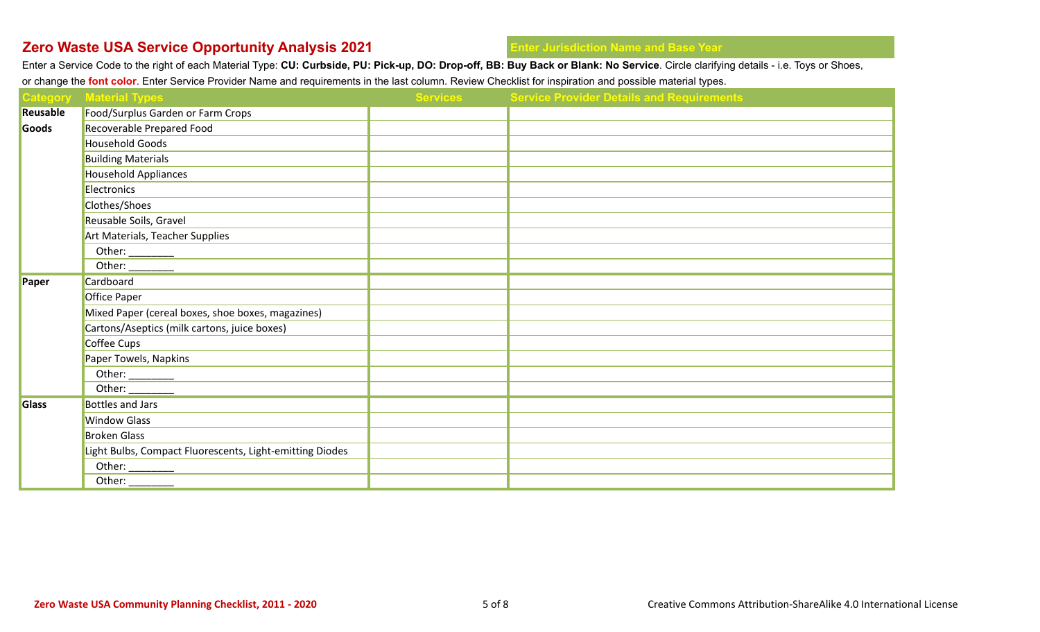# Zero Waste USA Service Opportunity Analysis 2021

**Enter Jurisdiction Name and Base Year**

Enter a Service Code to the right of each Material Type: **CU: Curbside, PU: Pick-up, DO: Drop-off, BB: Buy Back or Blank: No Service**. Circle clarifying details - i.e. Toys or Shoes, or change the **font color**. Enter Service Provider Name and requirements in the last column. Review Checklist for inspiration and possible material types.

| Category | Material Types | Services | Service Provider Details and Requirements |
|---|---|---|---|
| **Reusable Goods** | Food/Surplus Garden or Farm Crops | | |
| | Recoverable Prepared Food | | |
| | Household Goods | | |
| | Building Materials | | |
| | Household Appliances | | |
| | Electronics | | |
| | Clothes/Shoes | | |
| | Reusable Soils, Gravel | | |
| | Art Materials, Teacher Supplies | | |
| | Other: ________ | | |
| | Other: ________ | | |
| **Paper** | Cardboard | | |
| | Office Paper | | |
| | Mixed Paper (cereal boxes, shoe boxes, magazines) | | |
| | Cartons/Aseptics (milk cartons, juice boxes) | | |
| | Coffee Cups | | |
| | Paper Towels, Napkins | | |
| | Other: ________ | | |
| | Other: ________ | | |
| **Glass** | Bottles and Jars | | |
| | Window Glass | | |
| | Broken Glass | | |
| | Light Bulbs, Compact Fluorescents, Light-emitting Diodes | | |
| | Other: ________ | | |
| | Other: ________ | | |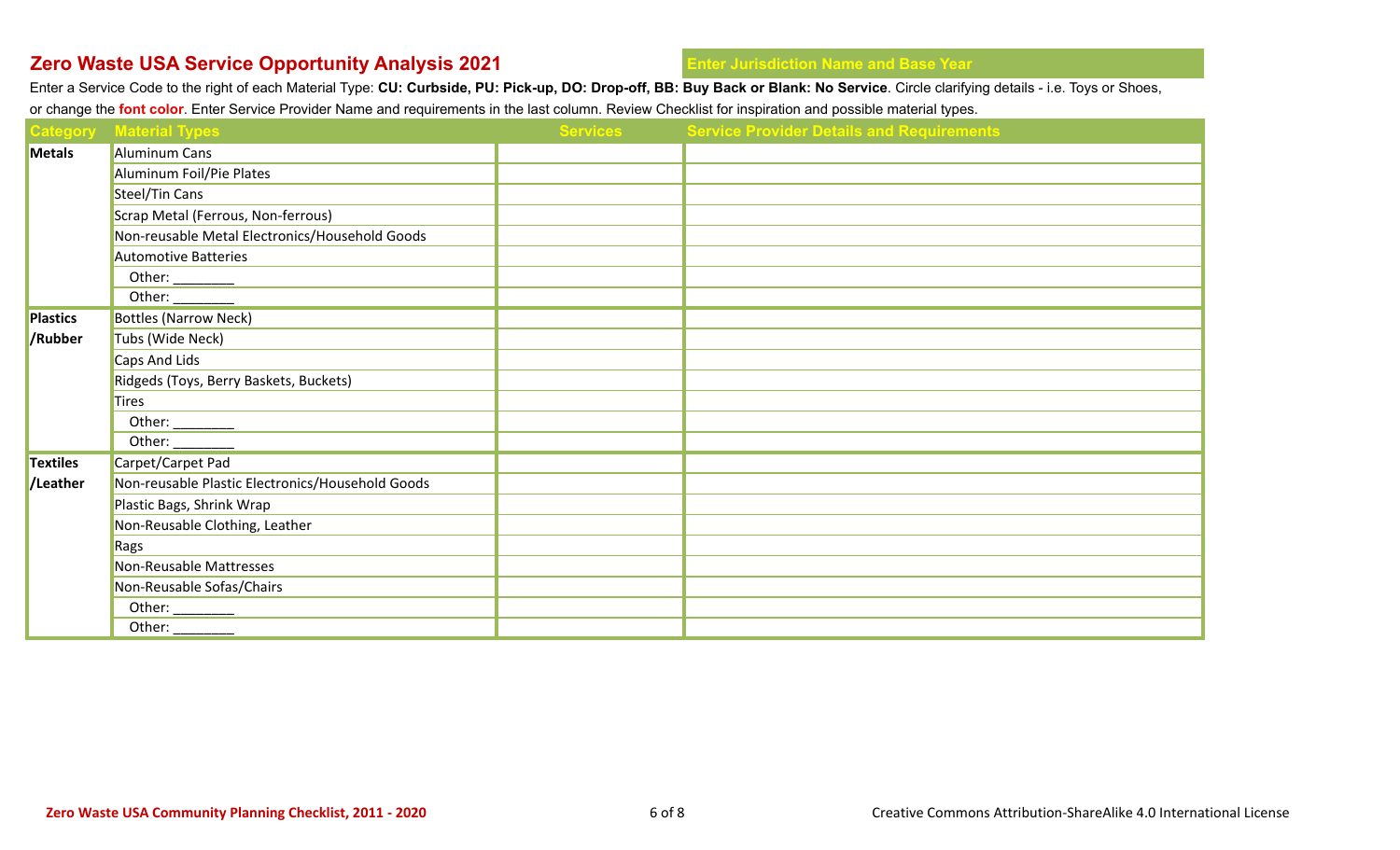## Zero Waste USA Service Opportunity Analysis 2021

**Enter Jurisdiction Name and Base Year**

Enter a Service Code to the right of each Material Type: **CU: Curbside, PU: Pick-up, DO: Drop-off, BB: Buy Back or Blank: No Service**. Circle clarifying details - i.e. Toys or Shoes, or change the **font color**. Enter Service Provider Name and requirements in the last column. Review Checklist for inspiration and possible material types.

| Category | Material Types | Services | Service Provider Details and Requirements |
|---|---|---|---|
| **Metals** | Aluminum Cans | | |
| | Aluminum Foil/Pie Plates | | |
| | Steel/Tin Cans | | |
| | Scrap Metal (Ferrous, Non-ferrous) | | |
| | Non-reusable Metal Electronics/Household Goods | | |
| | Automotive Batteries | | |
| | Other: ________ | | |
| | Other: ________ | | |
| **Plastics /Rubber** | Bottles (Narrow Neck) | | |
| | Tubs (Wide Neck) | | |
| | Caps And Lids | | |
| | Ridgeds (Toys, Berry Baskets, Buckets) | | |
| | Tires | | |
| | Other: ________ | | |
| | Other: ________ | | |
| **Textiles /Leather** | Carpet/Carpet Pad | | |
| | Non-reusable Plastic Electronics/Household Goods | | |
| | Plastic Bags, Shrink Wrap | | |
| | Non-Reusable Clothing, Leather | | |
| | Rags | | |
| | Non-Reusable Mattresses | | |
| | Non-Reusable Sofas/Chairs | | |
| | Other: ________ | | |
| | Other: ________ | | |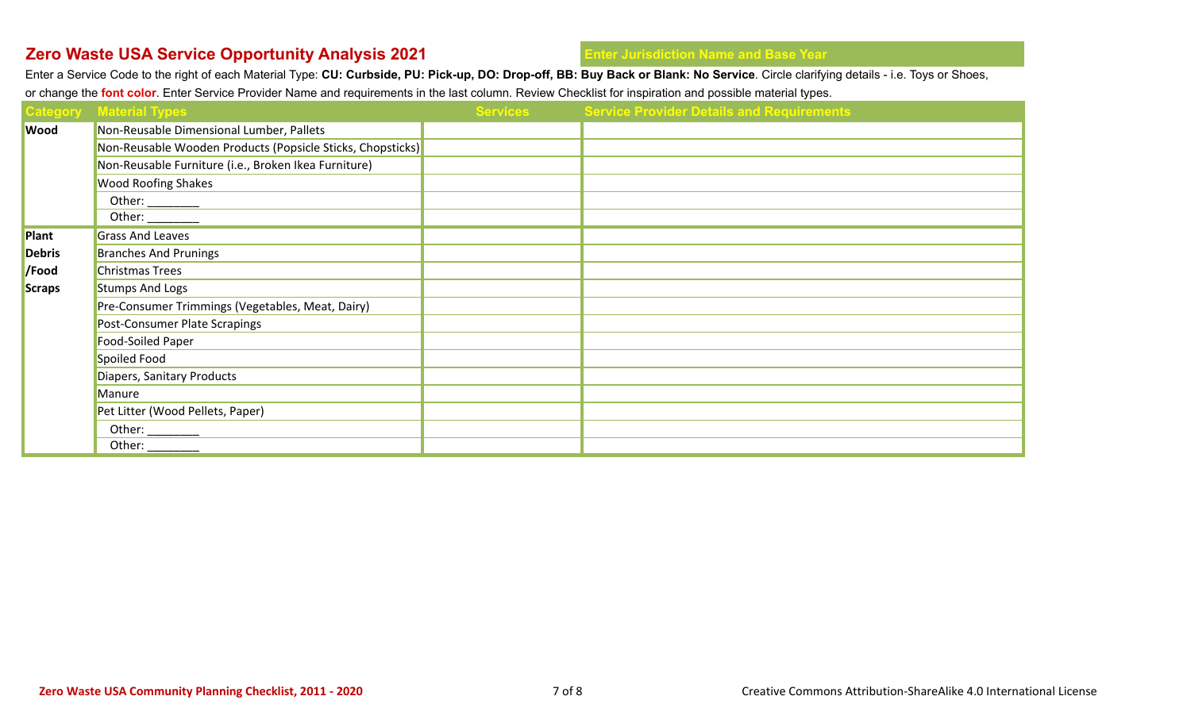## Zero Waste USA Service Opportunity Analysis 2021

**Enter Jurisdiction Name and Base Year**

Enter a Service Code to the right of each Material Type: **CU: Curbside, PU: Pick-up, DO: Drop-off, BB: Buy Back or Blank: No Service**. Circle clarifying details - i.e. Toys or Shoes, or change the **font color**. Enter Service Provider Name and requirements in the last column. Review Checklist for inspiration and possible material types.

| Category | Material Types | Services | Service Provider Details and Requirements |
|---|---|---|---|
| **Wood** | Non-Reusable Dimensional Lumber, Pallets | | |
| | Non-Reusable Wooden Products (Popsicle Sticks, Chopsticks) | | |
| | Non-Reusable Furniture (i.e., Broken Ikea Furniture) | | |
| | Wood Roofing Shakes | | |
| | Other: ________ | | |
| | Other: ________ | | |
| **Plant Debris /Food Scraps** | Grass And Leaves | | |
| | Branches And Prunings | | |
| | Christmas Trees | | |
| | Stumps And Logs | | |
| | Pre-Consumer Trimmings (Vegetables, Meat, Dairy) | | |
| | Post-Consumer Plate Scrapings | | |
| | Food-Soiled Paper | | |
| | Spoiled Food | | |
| | Diapers, Sanitary Products | | |
| | Manure | | |
| | Pet Litter (Wood Pellets, Paper) | | |
| | Other: ________ | | |
| | Other: ________ | | |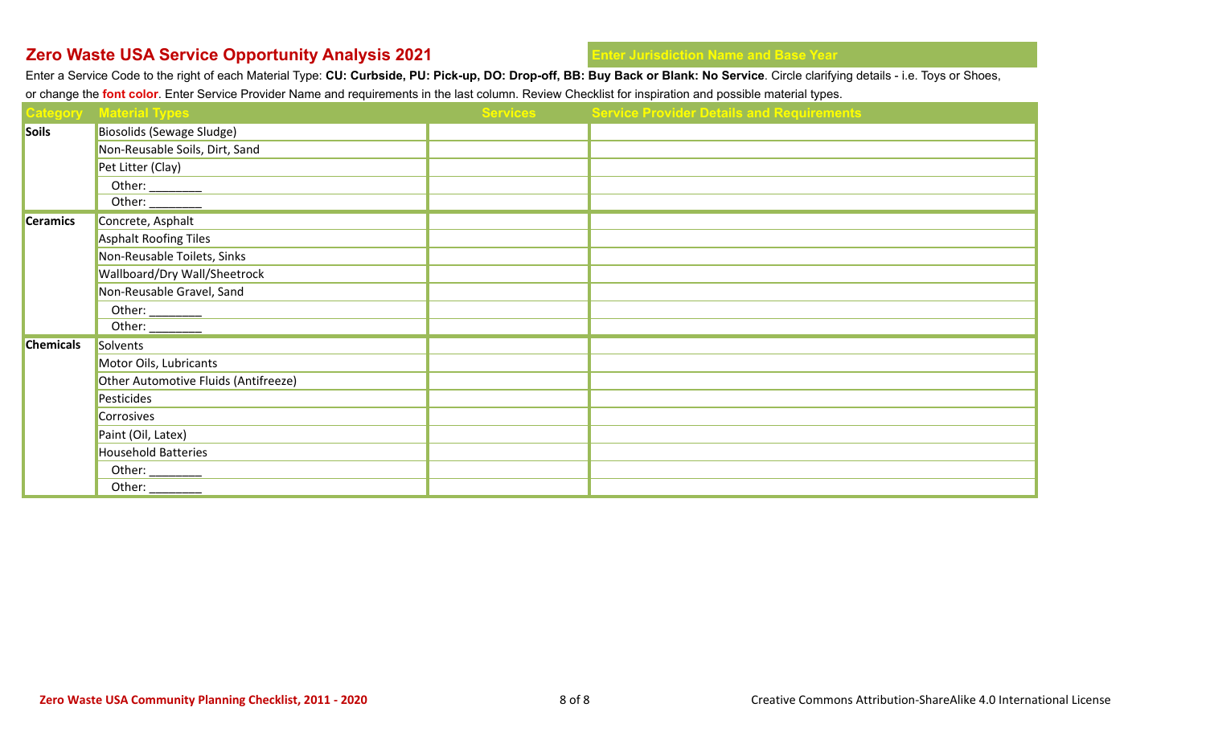## Zero Waste USA Service Opportunity Analysis 2021

**Enter Jurisdiction Name and Base Year**

Enter a Service Code to the right of each Material Type: **CU: Curbside, PU: Pick-up, DO: Drop-off, BB: Buy Back or Blank: No Service**. Circle clarifying details - i.e. Toys or Shoes, or change the **font color**. Enter Service Provider Name and requirements in the last column. Review Checklist for inspiration and possible material types.

| Category | Material Types | Services | Service Provider Details and Requirements |
|---|---|---|---|
| **Soils** | Biosolids (Sewage Sludge) | | |
| | Non-Reusable Soils, Dirt, Sand | | |
| | Pet Litter (Clay) | | |
| | Other: ________ | | |
| | Other: ________ | | |
| **Ceramics** | Concrete, Asphalt | | |
| | Asphalt Roofing Tiles | | |
| | Non-Reusable Toilets, Sinks | | |
| | Wallboard/Dry Wall/Sheetrock | | |
| | Non-Reusable Gravel, Sand | | |
| | Other: ________ | | |
| | Other: ________ | | |
| **Chemicals** | Solvents | | |
| | Motor Oils, Lubricants | | |
| | Other Automotive Fluids (Antifreeze) | | |
| | Pesticides | | |
| | Corrosives | | |
| | Paint (Oil, Latex) | | |
| | Household Batteries | | |
| | Other: ________ | | |
| | Other: ________ | | |

**Zero Waste USA Community Planning Checklist, 2011 - 2020**

Creative Commons Attribution-ShareAlike 4.0 International License